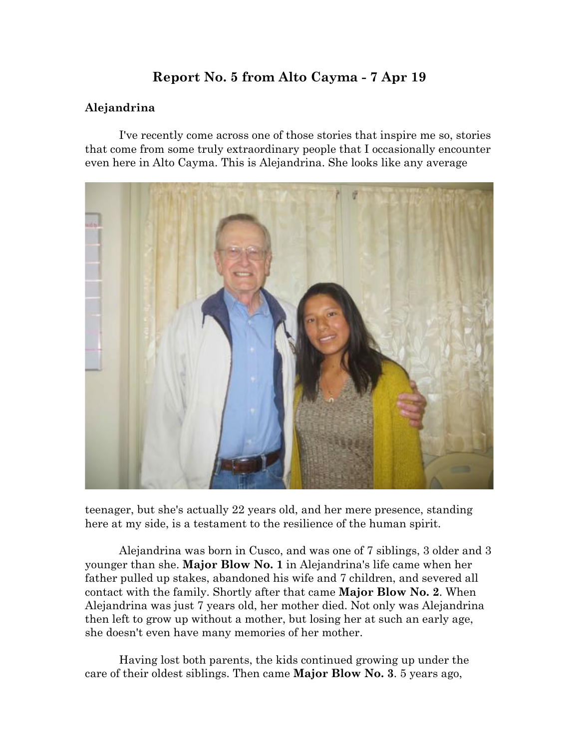# Report No. 5 from Alto Cayma - 7 Apr 19

### Alejandrina

I've recently come across one of those stories that inspire me so, stories that come from some truly extraordinary people that I occasionally encounter even here in Alto Cayma. This is Alejandrina. She looks like any average teenager, but she's actually 22 years old, and her mere presence, standing here at my side, is a testament to the resilience of the human spirit.

Alejandrina was born in Cusco, and was one of 7 siblings, 3 older and 3 younger than she. **Major Blow No. 1** in Alejandrina's life came when her father pulled up stakes, abandoned his wife and 7 children, and severed all contact with the family. Shortly after that came **Major Blow No. 2**. When Alejandrina was just 7 years old, her mother died. Not only was Alejandrina then left to grow up without a mother, but losing her at such an early age, she doesn't even have many memories of her mother.

Having lost both parents, the kids continued growing up under the care of their oldest siblings. Then came **Major Blow No. 3**. 5 years ago,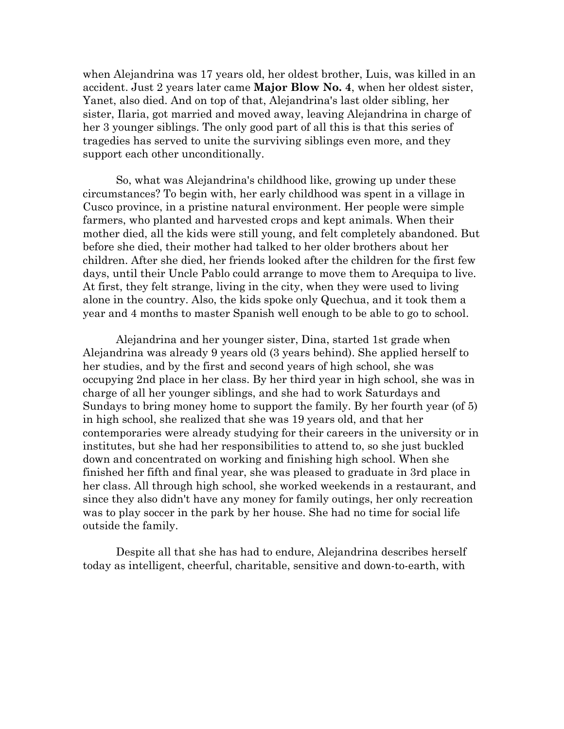when Alejandrina was 17 years old, her oldest brother, Luis, was killed in an accident. Just 2 years later came **Major Blow No. 4**, when her oldest sister, Yanet, also died. And on top of that, Alejandrina's last older sibling, her sister, Ilaria, got married and moved away, leaving Alejandrina in charge of her 3 younger siblings. The only good part of all this is that this series of tragedies has served to unite the surviving siblings even more, and they support each other unconditionally.

So, what was Alejandrina's childhood like, growing up under these circumstances? To begin with, her early childhood was spent in a village in Cusco province, in a pristine natural environment. Her people were simple farmers, who planted and harvested crops and kept animals. When their mother died, all the kids were still young, and felt completely abandoned. But before she died, their mother had talked to her older brothers about her children. After she died, her friends looked after the children for the first few days, until their Uncle Pablo could arrange to move them to Arequipa to live. At first, they felt strange, living in the city, when they were used to living alone in the country. Also, the kids spoke only Quechua, and it took them a year and 4 months to master Spanish well enough to be able to go to school.

Alejandrina and her younger sister, Dina, started 1st grade when Alejandrina was already 9 years old (3 years behind). She applied herself to her studies, and by the first and second years of high school, she was occupying 2nd place in her class. By her third year in high school, she was in charge of all her younger siblings, and she had to work Saturdays and Sundays to bring money home to support the family. By her fourth year (of 5) in high school, she realized that she was 19 years old, and that her contemporaries were already studying for their careers in the university or in institutes, but she had her responsibilities to attend to, so she just buckled down and concentrated on working and finishing high school. When she finished her fifth and final year, she was pleased to graduate in 3rd place in her class. All through high school, she worked weekends in a restaurant, and since they also didn't have any money for family outings, her only recreation was to play soccer in the park by her house. She had no time for social life outside the family.

Despite all that she has had to endure, Alejandrina describes herself today as intelligent, cheerful, charitable, sensitive and down-to-earth, with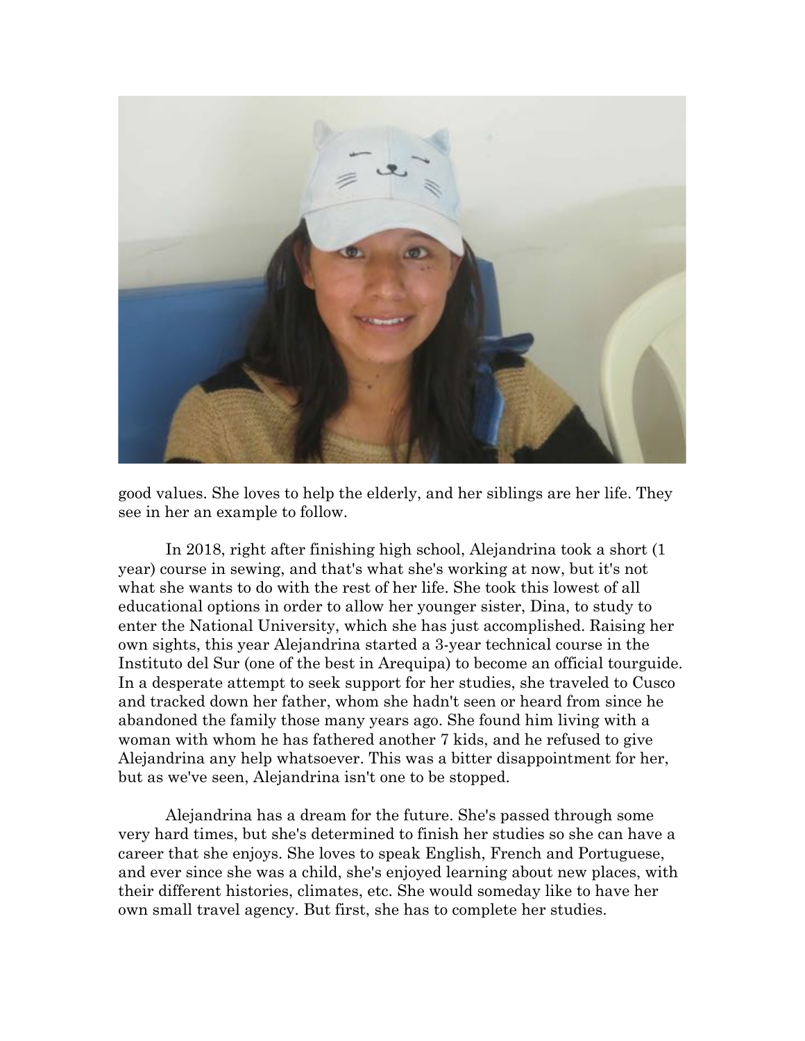good values. She loves to help the elderly, and her siblings are her life. They see in her an example to follow.

In 2018, right after finishing high school, Alejandrina took a short (1 year) course in sewing, and that's what she's working at now, but it's not what she wants to do with the rest of her life. She took this lowest of all educational options in order to allow her younger sister, Dina, to study to enter the National University, which she has just accomplished. Raising her own sights, this year Alejandrina started a 3-year technical course in the Instituto del Sur (one of the best in Arequipa) to become an official tourguide. In a desperate attempt to seek support for her studies, she traveled to Cusco and tracked down her father, whom she hadn't seen or heard from since he abandoned the family those many years ago. She found him living with a woman with whom he has fathered another 7 kids, and he refused to give Alejandrina any help whatsoever. This was a bitter disappointment for her, but as we've seen, Alejandrina isn't one to be stopped.

Alejandrina has a dream for the future. She's passed through some very hard times, but she's determined to finish her studies so she can have a career that she enjoys. She loves to speak English, French and Portuguese, and ever since she was a child, she's enjoyed learning about new places, with their different histories, climates, etc. She would someday like to have her own small travel agency. But first, she has to complete her studies.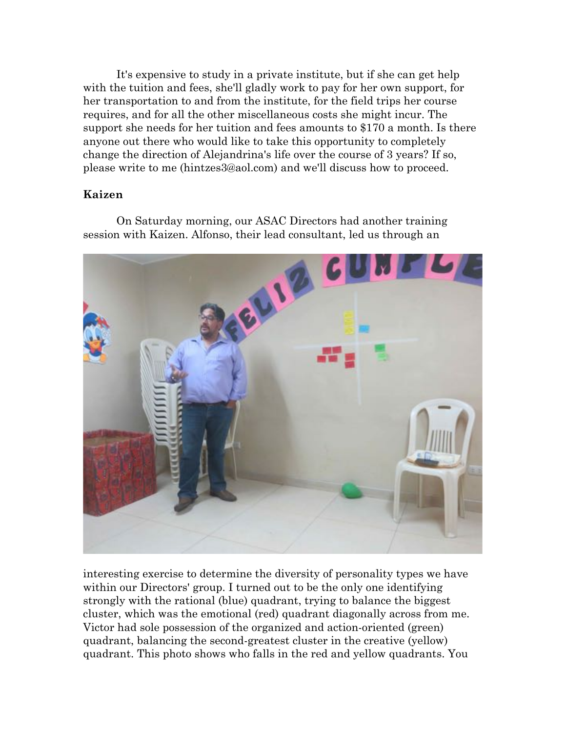It's expensive to study in a private institute, but if she can get help with the tuition and fees, she'll gladly work to pay for her own support, for her transportation to and from the institute, for the field trips her course requires, and for all the other miscellaneous costs she might incur. The support she needs for her tuition and fees amounts to $170 a month. Is there anyone out there who would like to take this opportunity to completely change the direction of Alejandrina's life over the course of 3 years? If so, please write to me (hintzes3@aol.com) and we'll discuss how to proceed.

**Kaizen**

On Saturday morning, our ASAC Directors had another training session with Kaizen. Alfonso, their lead consultant, led us through an interesting exercise to determine the diversity of personality types we have within our Directors' group. I turned out to be the only one identifying strongly with the rational (blue) quadrant, trying to balance the biggest cluster, which was the emotional (red) quadrant diagonally across from me. Victor had sole possession of the organized and action-oriented (green) quadrant, balancing the second-greatest cluster in the creative (yellow) quadrant. This photo shows who falls in the red and yellow quadrants. You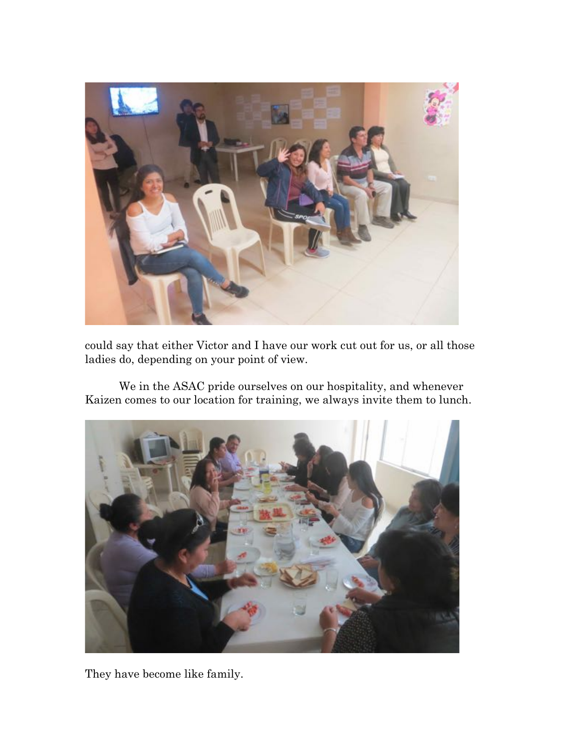could say that either Victor and I have our work cut out for us, or all those ladies do, depending on your point of view.

We in the ASAC pride ourselves on our hospitality, and whenever Kaizen comes to our location for training, we always invite them to lunch.

They have become like family.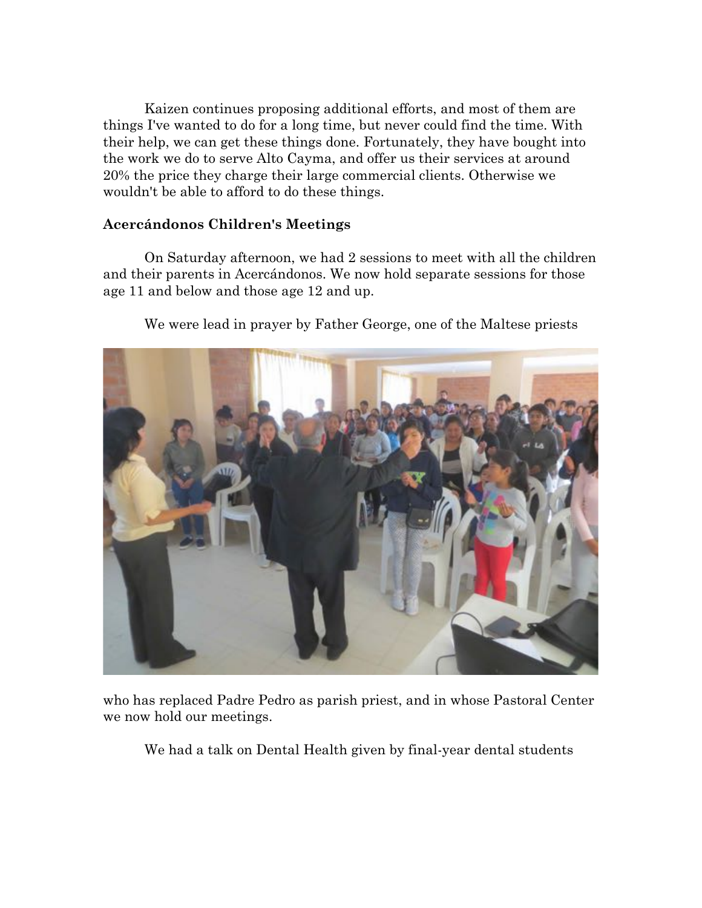Kaizen continues proposing additional efforts, and most of them are things I've wanted to do for a long time, but never could find the time. With their help, we can get these things done. Fortunately, they have bought into the work we do to serve Alto Cayma, and offer us their services at around 20% the price they charge their large commercial clients. Otherwise we wouldn't be able to afford to do these things.

**Acercándonos Children's Meetings**

On Saturday afternoon, we had 2 sessions to meet with all the children and their parents in Acercándonos. We now hold separate sessions for those age 11 and below and those age 12 and up.

We were lead in prayer by Father George, one of the Maltese priests who has replaced Padre Pedro as parish priest, and in whose Pastoral Center we now hold our meetings.

We had a talk on Dental Health given by final-year dental students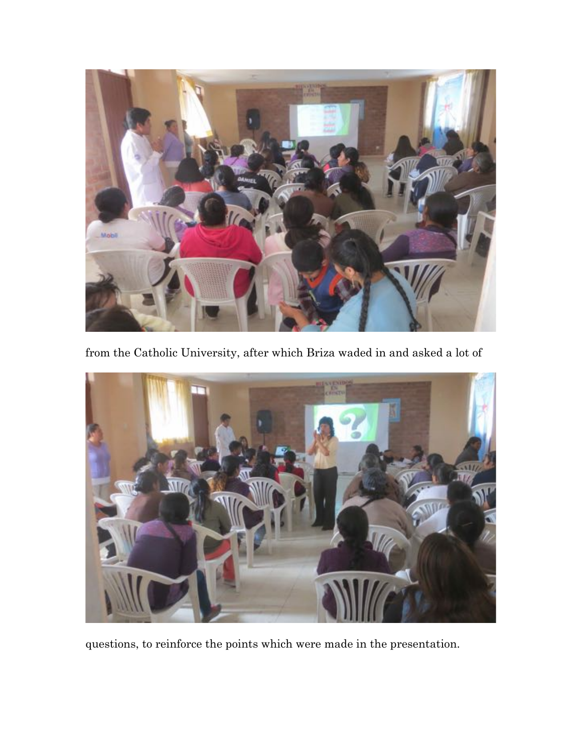from the Catholic University, after which Briza waded in and asked a lot of

questions, to reinforce the points which were made in the presentation.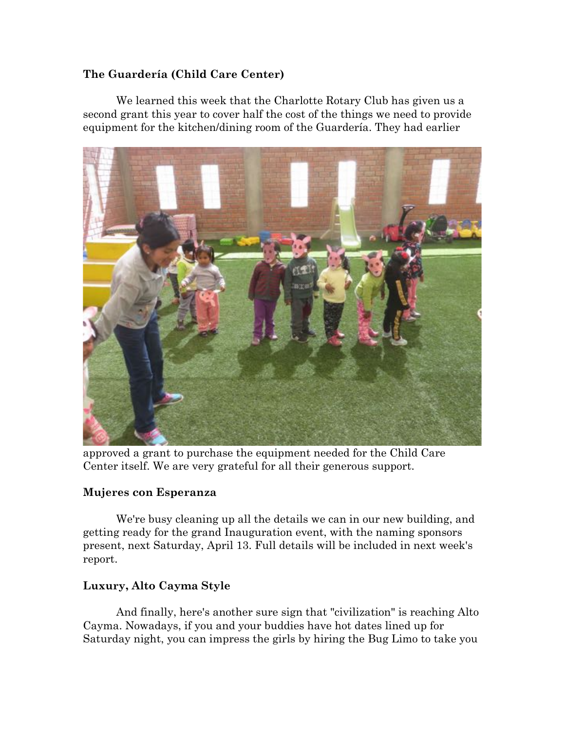**The Guardería (Child Care Center)**

We learned this week that the Charlotte Rotary Club has given us a second grant this year to cover half the cost of the things we need to provide equipment for the kitchen/dining room of the Guardería. They had earlier approved a grant to purchase the equipment needed for the Child Care Center itself. We are very grateful for all their generous support.

**Mujeres con Esperanza**

We're busy cleaning up all the details we can in our new building, and getting ready for the grand Inauguration event, with the naming sponsors present, next Saturday, April 13. Full details will be included in next week's report.

**Luxury, Alto Cayma Style**

And finally, here's another sure sign that "civilization" is reaching Alto Cayma. Nowadays, if you and your buddies have hot dates lined up for Saturday night, you can impress the girls by hiring the Bug Limo to take you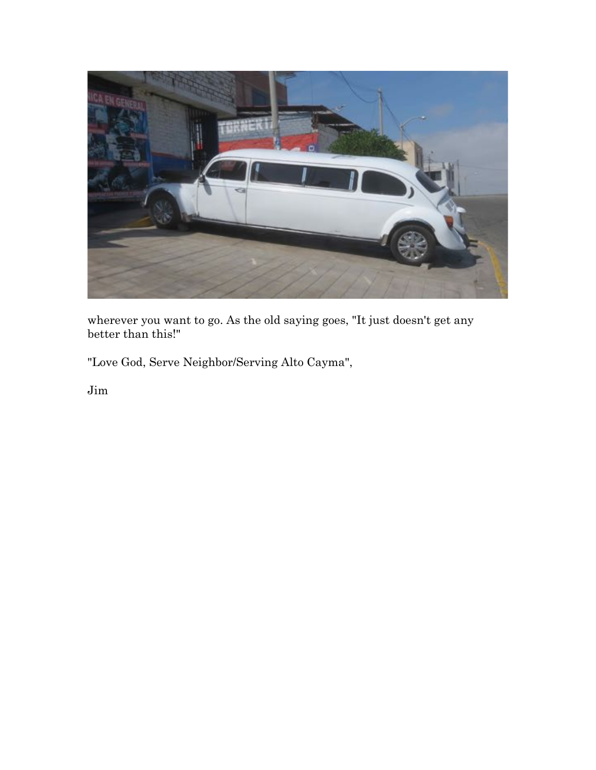wherever you want to go. As the old saying goes, "It just doesn't get any better than this!"

"Love God, Serve Neighbor/Serving Alto Cayma",

Jim